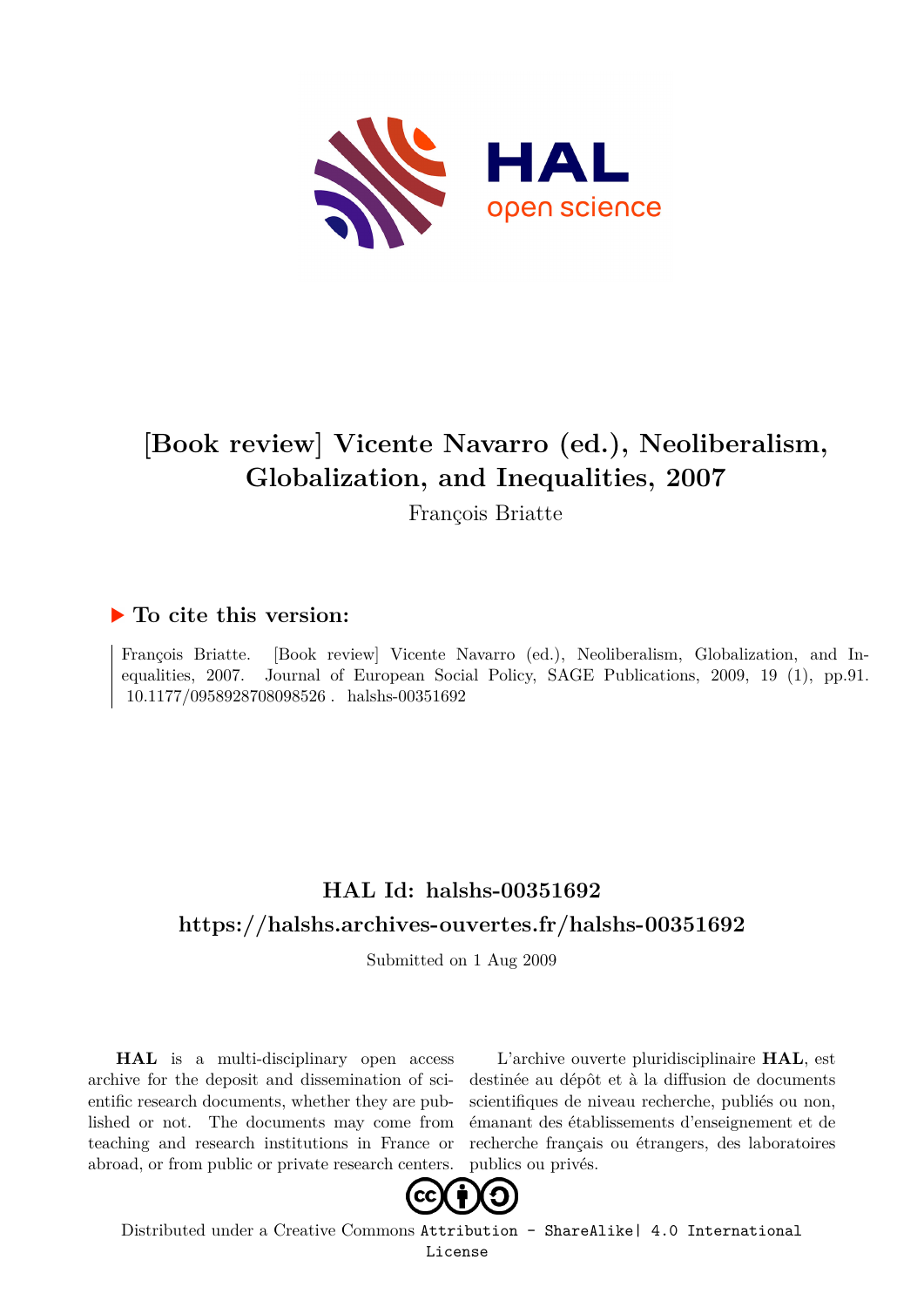# [Book review] Vicente Navarro (ed.), Neoliberalism, Globalization, and Inequalities, 2007

François Briatte

## ▶ To cite this version:

François Briatte. [Book review] Vicente Navarro (ed.), Neoliberalism, Globalization, and Inequalities, 2007. Journal of European Social Policy, SAGE Publications, 2009, 19 (1), pp.91. 10.1177/0958928708098526. halshs-00351692

## HAL Id: halshs-00351692

## https://halshs.archives-ouvertes.fr/halshs-00351692

Submitted on 1 Aug 2009

**HAL** is a multi-disciplinary open access archive for the deposit and dissemination of scientific research documents, whether they are published or not. The documents may come from teaching and research institutions in France or abroad, or from public or private research centers.

L'archive ouverte pluridisciplinaire **HAL**, est destinée au dépôt et à la diffusion de documents scientifiques de niveau recherche, publiés ou non, émanant des établissements d'enseignement et de recherche français ou étrangers, des laboratoires publics ou privés.

Distributed under a Creative Commons Attribution - ShareAlike| 4.0 International License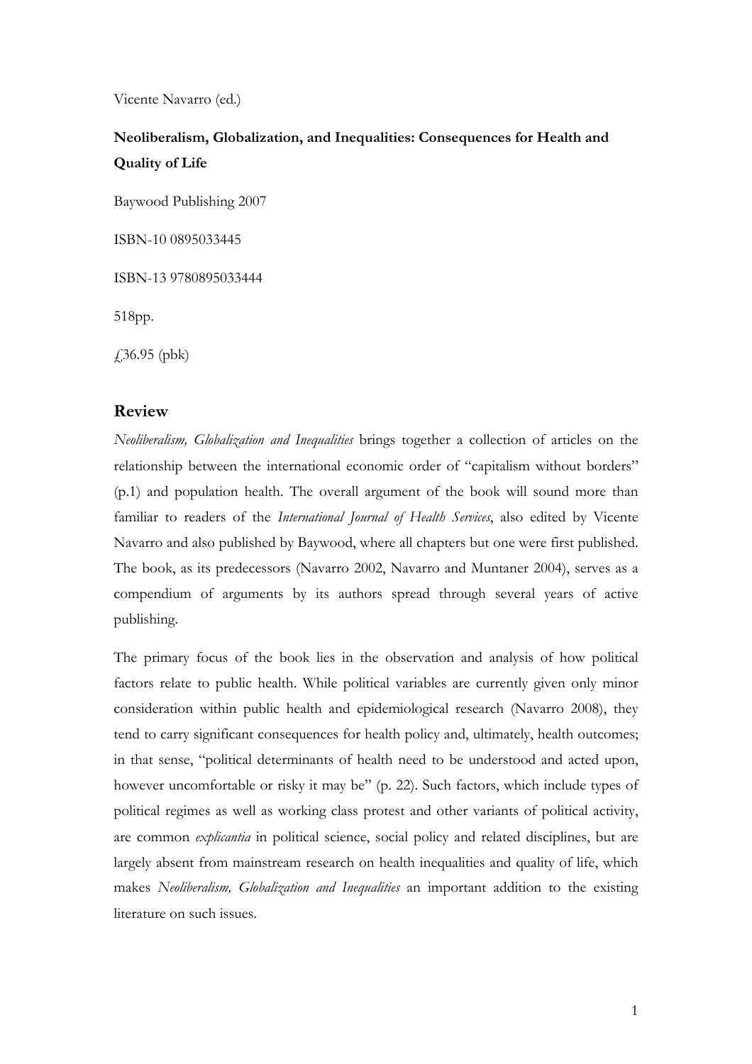Vicente Navarro (ed.)

**Neoliberalism, Globalization, and Inequalities: Consequences for Health and Quality of Life**

Baywood Publishing 2007

ISBN-10 0895033445

ISBN-13 9780895033444

518pp.

£36.95 (pbk)

## Review

*Neoliberalism, Globalization and Inequalities* brings together a collection of articles on the relationship between the international economic order of "capitalism without borders" (p.1) and population health. The overall argument of the book will sound more than familiar to readers of the *International Journal of Health Services*, also edited by Vicente Navarro and also published by Baywood, where all chapters but one were first published. The book, as its predecessors (Navarro 2002, Navarro and Muntaner 2004), serves as a compendium of arguments by its authors spread through several years of active publishing.

The primary focus of the book lies in the observation and analysis of how political factors relate to public health. While political variables are currently given only minor consideration within public health and epidemiological research (Navarro 2008), they tend to carry significant consequences for health policy and, ultimately, health outcomes; in that sense, "political determinants of health need to be understood and acted upon, however uncomfortable or risky it may be" (p. 22). Such factors, which include types of political regimes as well as working class protest and other variants of political activity, are common *explicantia* in political science, social policy and related disciplines, but are largely absent from mainstream research on health inequalities and quality of life, which makes *Neoliberalism, Globalization and Inequalities* an important addition to the existing literature on such issues.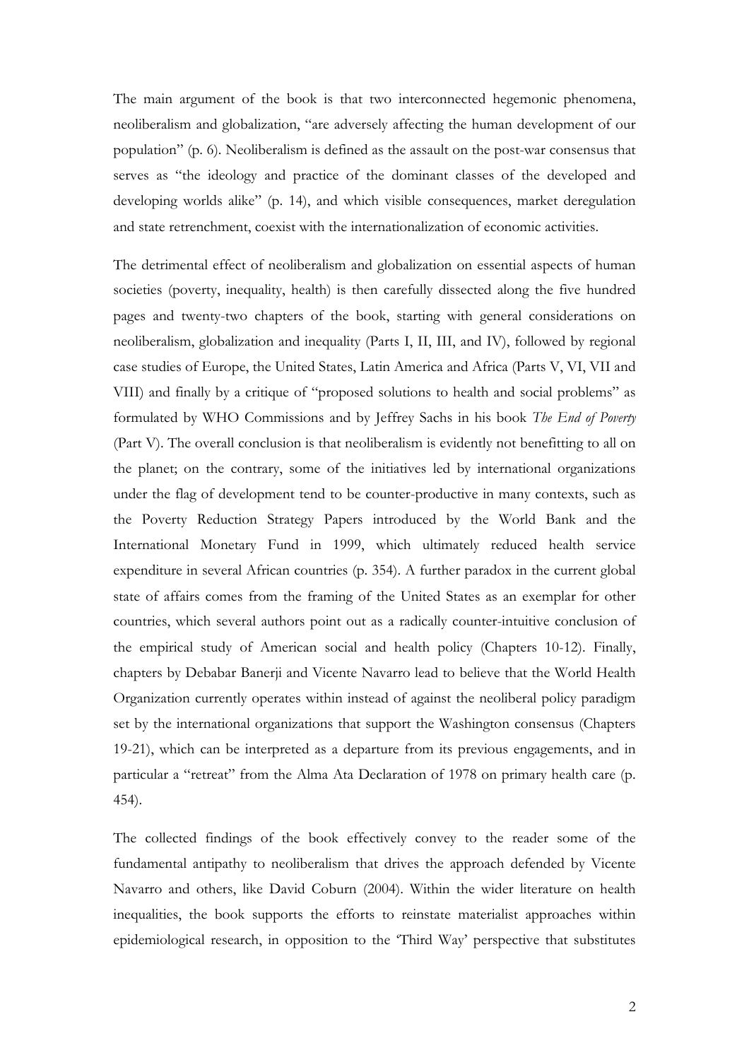The main argument of the book is that two interconnected hegemonic phenomena, neoliberalism and globalization, "are adversely affecting the human development of our population" (p. 6). Neoliberalism is defined as the assault on the post-war consensus that serves as "the ideology and practice of the dominant classes of the developed and developing worlds alike" (p. 14), and which visible consequences, market deregulation and state retrenchment, coexist with the internationalization of economic activities.

The detrimental effect of neoliberalism and globalization on essential aspects of human societies (poverty, inequality, health) is then carefully dissected along the five hundred pages and twenty-two chapters of the book, starting with general considerations on neoliberalism, globalization and inequality (Parts I, II, III, and IV), followed by regional case studies of Europe, the United States, Latin America and Africa (Parts V, VI, VII and VIII) and finally by a critique of "proposed solutions to health and social problems" as formulated by WHO Commissions and by Jeffrey Sachs in his book *The End of Poverty* (Part V). The overall conclusion is that neoliberalism is evidently not benefitting to all on the planet; on the contrary, some of the initiatives led by international organizations under the flag of development tend to be counter-productive in many contexts, such as the Poverty Reduction Strategy Papers introduced by the World Bank and the International Monetary Fund in 1999, which ultimately reduced health service expenditure in several African countries (p. 354). A further paradox in the current global state of affairs comes from the framing of the United States as an exemplar for other countries, which several authors point out as a radically counter-intuitive conclusion of the empirical study of American social and health policy (Chapters 10-12). Finally, chapters by Debabar Banerji and Vicente Navarro lead to believe that the World Health Organization currently operates within instead of against the neoliberal policy paradigm set by the international organizations that support the Washington consensus (Chapters 19-21), which can be interpreted as a departure from its previous engagements, and in particular a "retreat" from the Alma Ata Declaration of 1978 on primary health care (p. 454).

The collected findings of the book effectively convey to the reader some of the fundamental antipathy to neoliberalism that drives the approach defended by Vicente Navarro and others, like David Coburn (2004). Within the wider literature on health inequalities, the book supports the efforts to reinstate materialist approaches within epidemiological research, in opposition to the 'Third Way' perspective that substitutes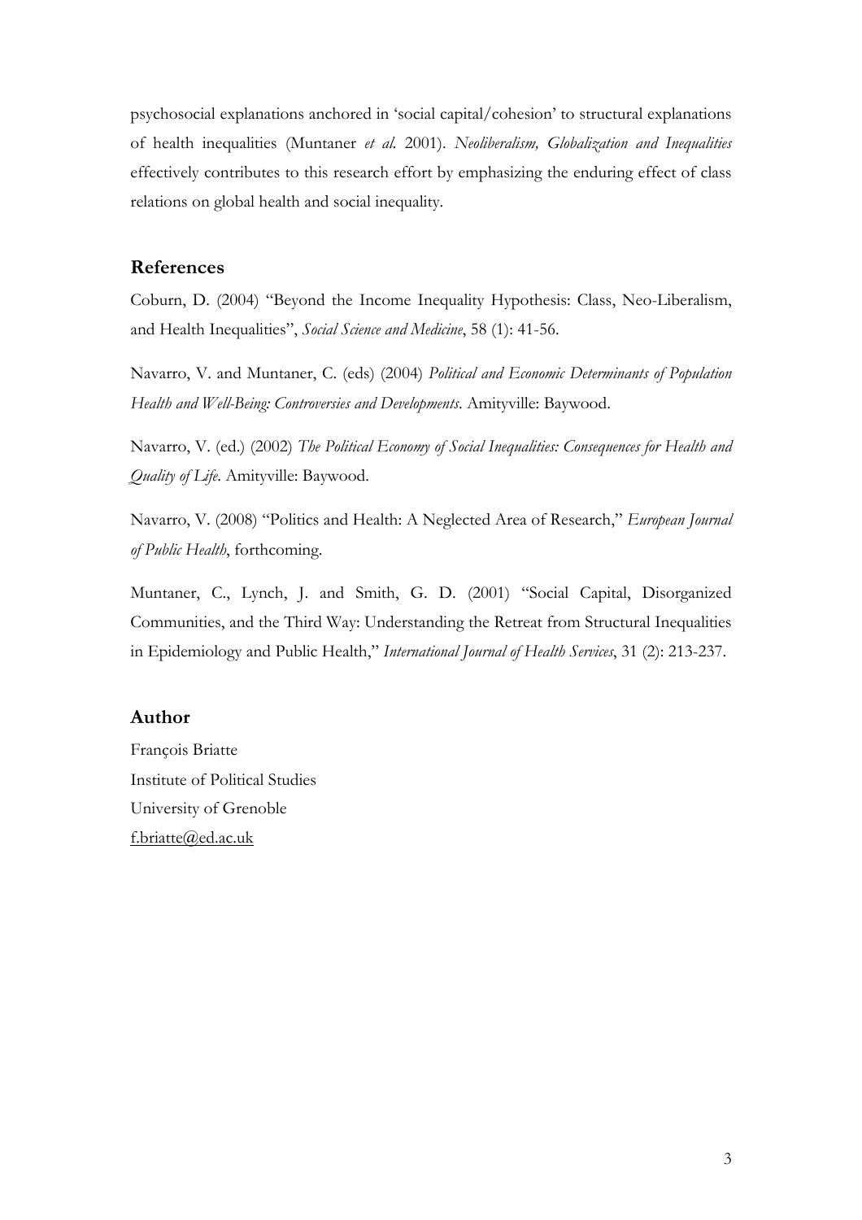psychosocial explanations anchored in 'social capital/cohesion' to structural explanations of health inequalities (Muntaner *et al.* 2001). *Neoliberalism, Globalization and Inequalities* effectively contributes to this research effort by emphasizing the enduring effect of class relations on global health and social inequality.

## References

Coburn, D. (2004) "Beyond the Income Inequality Hypothesis: Class, Neo-Liberalism, and Health Inequalities", *Social Science and Medicine*, 58 (1): 41-56.

Navarro, V. and Muntaner, C. (eds) (2004) *Political and Economic Determinants of Population Health and Well-Being: Controversies and Developments*. Amityville: Baywood.

Navarro, V. (ed.) (2002) *The Political Economy of Social Inequalities: Consequences for Health and Quality of Life*. Amityville: Baywood.

Navarro, V. (2008) "Politics and Health: A Neglected Area of Research," *European Journal of Public Health*, forthcoming.

Muntaner, C., Lynch, J. and Smith, G. D. (2001) "Social Capital, Disorganized Communities, and the Third Way: Understanding the Retreat from Structural Inequalities in Epidemiology and Public Health," *International Journal of Health Services*, 31 (2): 213-237.

## Author

François Briatte
Institute of Political Studies
University of Grenoble
f.briatte@ed.ac.uk